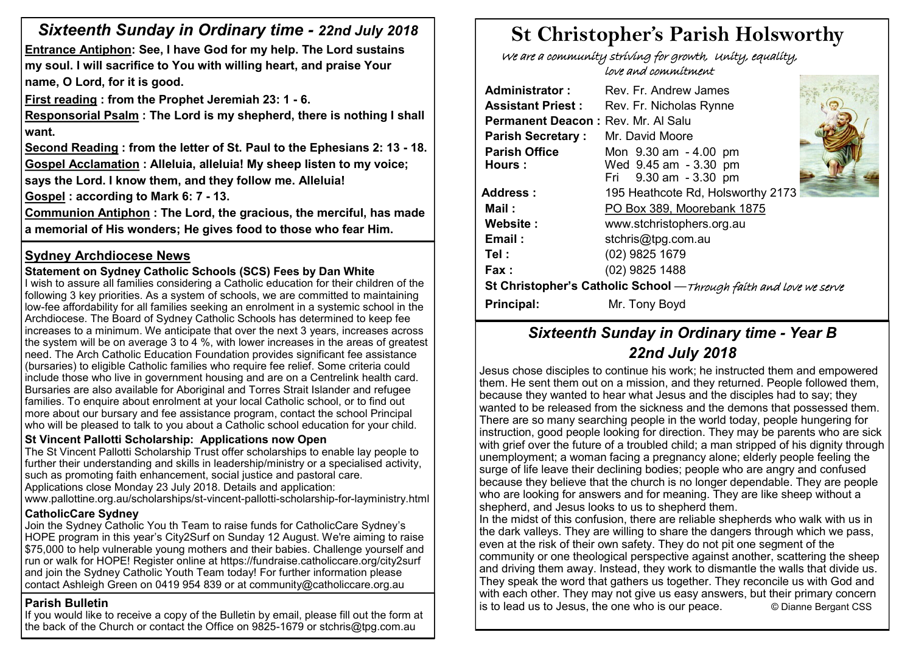## *Sixteenth Sunday in Ordinary time - 22nd July 2018*

**<u>Entrance Antiphon</u>: See, I have God for my help. The Lord sustains my soul. I will sacrifice to You with willing heart, and praise Your name, O Lord, for it is good.**

**<u>First reading</u> : from the Prophet Jeremiah 23: 1 - 6.**

**<u>Responsorial Psalm</u> : The Lord is my shepherd, there is nothing I shall want.**

**<u>Second Reading</u> : from the letter of St. Paul to the Ephesians 2: 13 - 18.**

**<u>Gospel Acclamation</u> : Alleluia, alleluia! My sheep listen to my voice; says the Lord. I know them, and they follow me. Alleluia!**

**<u>Gospel</u> : according to Mark 6: 7 - 13.**

**<u>Communion Antiphon</u> : The Lord, the gracious, the merciful, has made a memorial of His wonders; He gives food to those who fear Him.**

## Sydney Archdiocese News

### Statement on Sydney Catholic Schools (SCS) Fees by Dan White

I wish to assure all families considering a Catholic education for their children of the following 3 key priorities. As a system of schools, we are committed to maintaining low-fee affordability for all families seeking an enrolment in a systemic school in the Archdiocese. The Board of Sydney Catholic Schools has determined to keep fee increases to a minimum. We anticipate that over the next 3 years, increases across the system will be on average 3 to 4 %, with lower increases in the areas of greatest need. The Arch Catholic Education Foundation provides significant fee assistance (bursaries) to eligible Catholic families who require fee relief. Some criteria could include those who live in government housing and are on a Centrelink health card. Bursaries are also available for Aboriginal and Torres Strait Islander and refugee families. To enquire about enrolment at your local Catholic school, or to find out more about our bursary and fee assistance program, contact the school Principal who will be pleased to talk to you about a Catholic school education for your child.

### St Vincent Pallotti Scholarship: Applications now Open

The St Vincent Pallotti Scholarship Trust offer scholarships to enable lay people to further their understanding and skills in leadership/ministry or a specialised activity, such as promoting faith enhancement, social justice and pastoral care. Applications close Monday 23 July 2018. Details and application: www.pallottine.org.au/scholarships/st-vincent-pallotti-scholarship-for-layministry.html

### CatholicCare Sydney

Join the Sydney Catholic You th Team to raise funds for CatholicCare Sydney's HOPE program in this year's City2Surf on Sunday 12 August. We're aiming to raise $75,000 to help vulnerable young mothers and their babies. Challenge yourself and run or walk for HOPE! Register online at https://fundraise.catholiccare.org/city2surf and join the Sydney Catholic Youth Team today! For further information please contact Ashleigh Green on 0419 954 839 or at community@catholiccare.org.au

### Parish Bulletin

If you would like to receive a copy of the Bulletin by email, please fill out the form at the back of the Church or contact the Office on 9825-1679 or stchris@tpg.com.au

# St Christopher's Parish Holsworthy

*We are a community striving for growth, Unity, equality, love and commitment*

| | |
|---|---|
| **Administrator :** | Rev. Fr. Andrew James |
| **Assistant Priest :** | Rev. Fr. Nicholas Rynne |
| **Permanent Deacon :** | Rev. Mr. Al Salu |
| **Parish Secretary :** | Mr. David Moore |
| **Parish Office Hours :** | Mon 9.30 am - 4.00 pm<br>Wed 9.45 am - 3.30 pm<br>Fri 9.30 am - 3.30 pm |
| **Address :** | 195 Heathcote Rd, Holsworthy 2173 |
| **Mail :** | PO Box 389, Moorebank 1875 |
| **Website :** | www.stchristophers.org.au |
| **Email :** | stchris@tpg.com.au |
| **Tel :** | (02) 9825 1679 |
| **Fax :** | (02) 9825 1488 |

**St Christopher's Catholic School** —*Through faith and love we serve*

**Principal:** Mr. Tony Boyd

## *Sixteenth Sunday in Ordinary time - Year B*
## *22nd July 2018*

Jesus chose disciples to continue his work; he instructed them and empowered them. He sent them out on a mission, and they returned. People followed them, because they wanted to hear what Jesus and the disciples had to say; they wanted to be released from the sickness and the demons that possessed them. There are so many searching people in the world today, people hungering for instruction, good people looking for direction. They may be parents who are sick with grief over the future of a troubled child; a man stripped of his dignity through unemployment; a woman facing a pregnancy alone; elderly people feeling the surge of life leave their declining bodies; people who are angry and confused because they believe that the church is no longer dependable. They are people who are looking for answers and for meaning. They are like sheep without a shepherd, and Jesus looks to us to shepherd them.

In the midst of this confusion, there are reliable shepherds who walk with us in the dark valleys. They are willing to share the dangers through which we pass, even at the risk of their own safety. They do not pit one segment of the community or one theological perspective against another, scattering the sheep and driving them away. Instead, they work to dismantle the walls that divide us. They speak the word that gathers us together. They reconcile us with God and with each other. They may not give us easy answers, but their primary concern is to lead us to Jesus, the one who is our peace. © Dianne Bergant CSS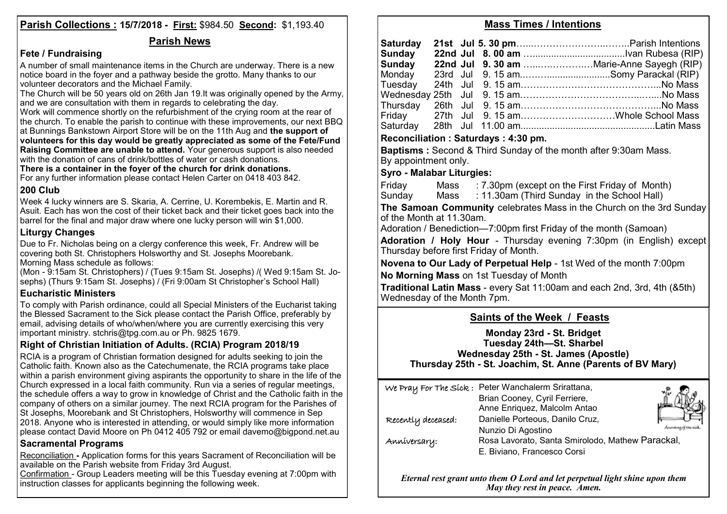**Parish Collections : 15/7/2018 - First: $984.50 Second: $1,193.40**

## Parish News

### Fete / Fundraising

A number of small maintenance items in the Church are underway. There is a new notice board in the foyer and a pathway beside the grotto. Many thanks to our volunteer decorators and the Michael Family.

The Church will be 50 years old on 26th Jan 19.It was originally opened by the Army, and we are consultation with them in regards to celebrating the day.

Work will commence shortly on the refurbishment of the crying room at the rear of the church. To enable the parish to continue with these improvements, our next BBQ at Bunnings Bankstown Airport Store will be on the 11th Aug and **the support of volunteers for this day would be greatly appreciated as some of the Fete/Fund Raising Committee are unable to attend.** Your generous support is also needed with the donation of cans of drink/bottles of water or cash donations.

**There is a container in the foyer of the church for drink donations.**

For any further information please contact Helen Carter on 0418 403 842.

### 200 Club

Week 4 lucky winners are S. Skaria, A. Cerrine, U. Korembekis, E. Martin and R. Asuit. Each has won the cost of their ticket back and their ticket goes back into the barrel for the final and major draw where one lucky person will win $1,000.

### Liturgy Changes

Due to Fr. Nicholas being on a clergy conference this week, Fr. Andrew will be covering both St. Christophers Holsworthy and St. Josephs Moorebank.

Morning Mass schedule as follows:

(Mon - 9:15am St. Christophers) / (Tues 9:15am St. Josephs) /( Wed 9:15am St. Josephs) (Thurs 9:15am St. Josephs) / (Fri 9:00am St Christopher's School Hall)

### Eucharistic Ministers

To comply with Parish ordinance, could all Special Ministers of the Eucharist taking the Blessed Sacrament to the Sick please contact the Parish Office, preferably by email, advising details of who/when/where you are currently exercising this very important ministry. stchris@tpg.com.au or Ph. 9825 1679.

### Right of Christian Initiation of Adults. (RCIA) Program 2018/19

RCIA is a program of Christian formation designed for adults seeking to join the Catholic faith. Known also as the Catechumenate, the RCIA programs take place within a parish environment giving aspirants the opportunity to share in the life of the Church expressed in a local faith community. Run via a series of regular meetings, the schedule offers a way to grow in knowledge of Christ and the Catholic faith in the company of others on a similar journey. The next RCIA program for the Parishes of St Josephs, Moorebank and St Christophers, Holsworthy will commence in Sep 2018. Anyone who is interested in attending, or would simply like more information please contact David Moore on Ph 0412 405 792 or email davemo@bigpond.net.au

### Sacramental Programs

Reconciliation - Application forms for this years Sacrament of Reconciliation will be available on the Parish website from Friday 3rd August.

Confirmation - Group Leaders meeting will be this Tuesday evening at 7:00pm with instruction classes for applicants beginning the following week.

## Mass Times / Intentions

| | | | |
|---|---|---|---|
| **Saturday** | **21st Jul** | **5. 30 pm** | Parish Intentions |
| **Sunday** | **22nd Jul** | **8. 00 am** | Ivan Rubesa (RIP) |
| **Sunday** | **22nd Jul** | **9. 30 am** | Marie-Anne Sayegh (RIP) |
| Monday | 23rd Jul | 9. 15 am | Somy Parackal (RIP) |
| Tuesday | 24th Jul | 9. 15 am | No Mass |
| Wednesday | 25th Jul | 9. 15 am | No Mass |
| Thursday | 26th Jul | 9. 15 am | No Mass |
| Friday | 27th Jul | 9. 15 am | Whole School Mass |
| Saturday | 28th Jul | 11.00 am | Latin Mass |

**Reconciliation : Saturdays : 4:30 pm.**

**Baptisms :** Second & Third Sunday of the month after 9:30am Mass. By appointment only.

**Syro - Malabar Liturgies:**

Friday Mass : 7.30pm (except on the First Friday of Month)

Sunday Mass : 11.30am (Third Sunday in the School Hall)

**The Samoan Community** celebrates Mass in the Church on the 3rd Sunday of the Month at 11.30am.

Adoration / Benediction—7:00pm first Friday of the month (Samoan)

**Adoration / Holy Hour** - Thursday evening 7:30pm (in English) except Thursday before first Friday of Month.

**Novena to Our Lady of Perpetual Help** - 1st Wed of the month 7:00pm

**No Morning Mass** on 1st Tuesday of Month

**Traditional Latin Mass** - every Sat 11:00am and each 2nd, 3rd, 4th (&5th) Wednesday of the Month 7pm.

## Saints of the Week / Feasts

**Monday 23rd - St. Bridget**
**Tuesday 24th—St. Sharbel**
**Wednesday 25th - St. James (Apostle)**
**Thursday 25th - St. Joachim, St. Anne (Parents of BV Mary)**

We Pray For The Sick : Peter Wanchalerm Srirattana, Brian Cooney, Cyril Ferriere, Anne Enriquez, Malcolm Antao

Recently deceased: Danielle Porteous, Danilo Cruz, Nunzio Di Agostino

Anniversary: Rosa Lavorato, Santa Smirolodo, Mathew Parackal, E. Biviano, Francesco Corsi

Anointing of the sick

***Eternal rest grant unto them O Lord and let perpetual light shine upon them May they rest in peace. Amen.***